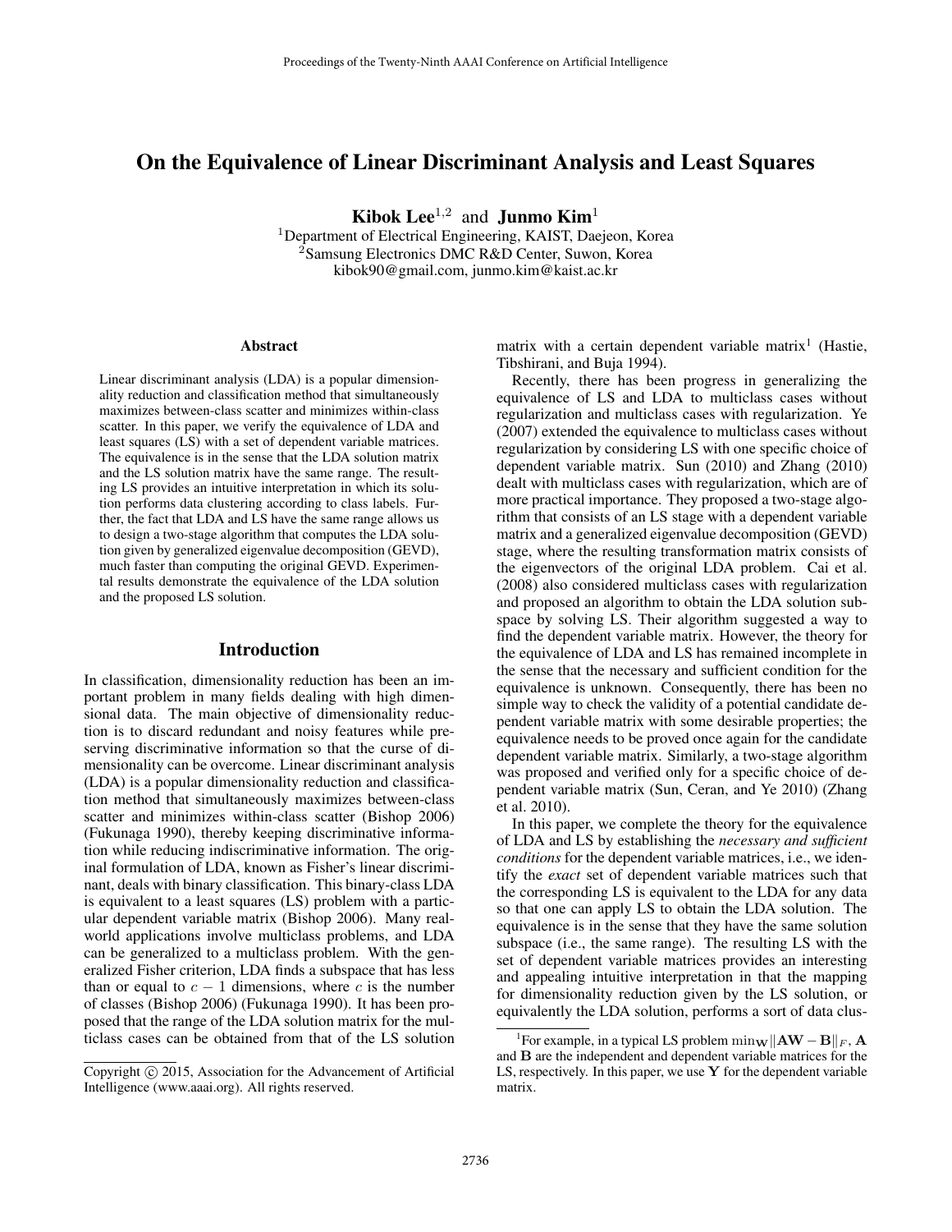# On the Equivalence of Linear Discriminant Analysis and Least Squares

**Kibok Lee**[1,2] and **Junmo Kim**[1]

[1]Department of Electrical Engineering, KAIST, Daejeon, Korea
[2]Samsung Electronics DMC R&D Center, Suwon, Korea
kibok90@gmail.com, junmo.kim@kaist.ac.kr

## Abstract

Linear discriminant analysis (LDA) is a popular dimensionality reduction and classification method that simultaneously maximizes between-class scatter and minimizes within-class scatter. In this paper, we verify the equivalence of LDA and least squares (LS) with a set of dependent variable matrices. The equivalence is in the sense that the LDA solution matrix and the LS solution matrix have the same range. The resulting LS provides an intuitive interpretation in which its solution performs data clustering according to class labels. Further, the fact that LDA and LS have the same range allows us to design a two-stage algorithm that computes the LDA solution given by generalized eigenvalue decomposition (GEVD), much faster than computing the original GEVD. Experimental results demonstrate the equivalence of the LDA solution and the proposed LS solution.

## Introduction

In classification, dimensionality reduction has been an important problem in many fields dealing with high dimensional data. The main objective of dimensionality reduction is to discard redundant and noisy features while preserving discriminative information so that the curse of dimensionality can be overcome. Linear discriminant analysis (LDA) is a popular dimensionality reduction and classification method that simultaneously maximizes between-class scatter and minimizes within-class scatter (Bishop 2006) (Fukunaga 1990), thereby keeping discriminative information while reducing indiscriminative information. The original formulation of LDA, known as Fisher's linear discriminant, deals with binary classification. This binary-class LDA is equivalent to a least squares (LS) problem with a particular dependent variable matrix (Bishop 2006). Many real-world applications involve multiclass problems, and LDA can be generalized to a multiclass problem. With the generalized Fisher criterion, LDA finds a subspace that has less than or equal to $c - 1$ dimensions, where $c$ is the number of classes (Bishop 2006) (Fukunaga 1990). It has been proposed that the range of the LDA solution matrix for the multiclass cases can be obtained from that of the LS solution matrix with a certain dependent variable matrix[1] (Hastie, Tibshirani, and Buja 1994).

Recently, there has been progress in generalizing the equivalence of LS and LDA to multiclass cases without regularization and multiclass cases with regularization. Ye (2007) extended the equivalence to multiclass cases without regularization by considering LS with one specific choice of dependent variable matrix. Sun (2010) and Zhang (2010) dealt with multiclass cases with regularization, which are of more practical importance. They proposed a two-stage algorithm that consists of an LS stage with a dependent variable matrix and a generalized eigenvalue decomposition (GEVD) stage, where the resulting transformation matrix consists of the eigenvectors of the original LDA problem. Cai et al. (2008) also considered multiclass cases with regularization and proposed an algorithm to obtain the LDA solution subspace by solving LS. Their algorithm suggested a way to find the dependent variable matrix. However, the theory for the equivalence of LDA and LS has remained incomplete in the sense that the necessary and sufficient condition for the equivalence is unknown. Consequently, there has been no simple way to check the validity of a potential candidate dependent variable matrix with some desirable properties; the equivalence needs to be proved once again for the candidate dependent variable matrix. Similarly, a two-stage algorithm was proposed and verified only for a specific choice of dependent variable matrix (Sun, Ceran, and Ye 2010) (Zhang et al. 2010).

In this paper, we complete the theory for the equivalence of LDA and LS by establishing the *necessary and sufficient conditions* for the dependent variable matrices, i.e., we identify the *exact* set of dependent variable matrices such that the corresponding LS is equivalent to the LDA for any data so that one can apply LS to obtain the LDA solution. The equivalence is in the sense that they have the same solution subspace (i.e., the same range). The resulting LS with the set of dependent variable matrices provides an interesting and appealing intuitive interpretation in that the mapping for dimensionality reduction given by the LS solution, or equivalently the LDA solution, performs a sort of data clus-

[1]For example, in a typical LS problem $\min_{\mathbf{W}} \|\mathbf{AW} - \mathbf{B}\|_F$, $\mathbf{A}$ and $\mathbf{B}$ are the independent and dependent variable matrices for the LS, respectively. In this paper, we use $\mathbf{Y}$ for the dependent variable matrix.

Copyright © 2015, Association for the Advancement of Artificial Intelligence (www.aaai.org). All rights reserved.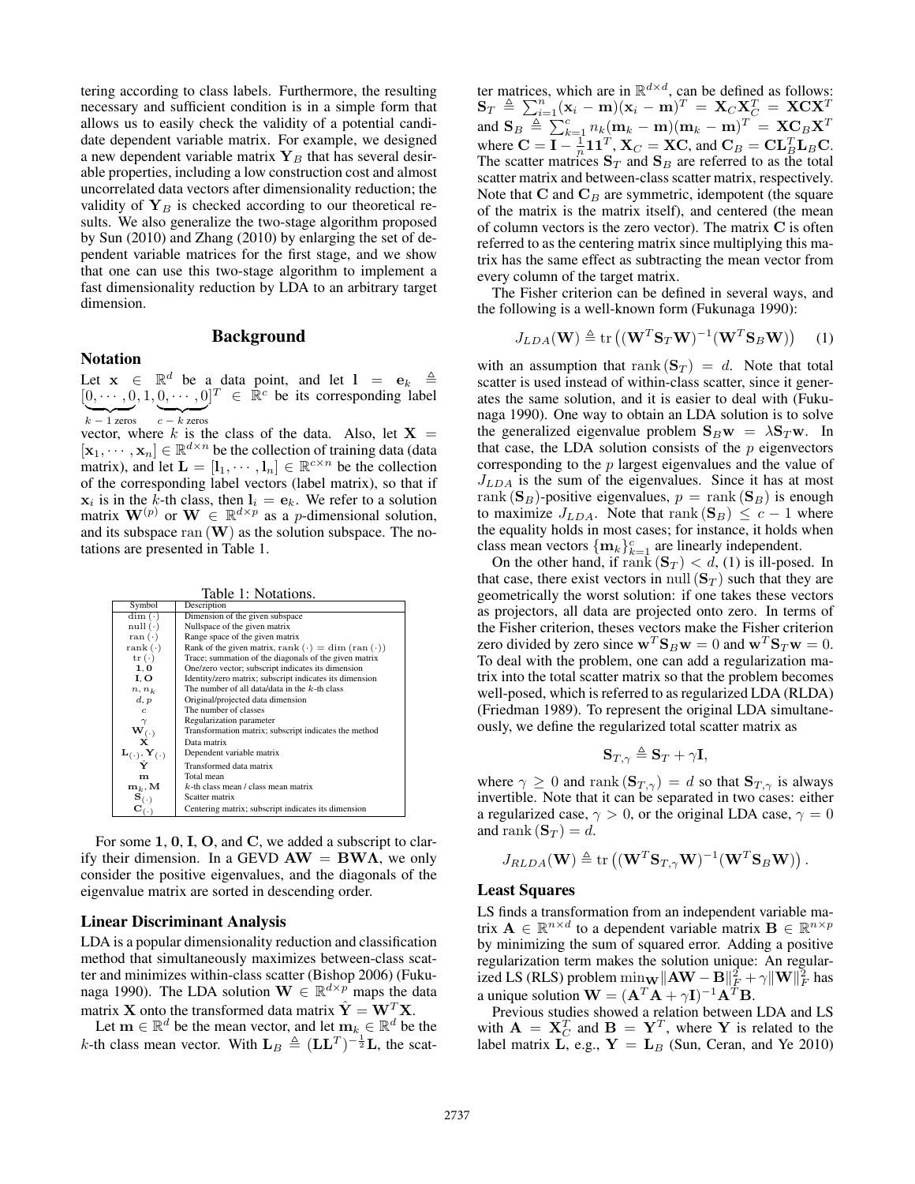tering according to class labels. Furthermore, the resulting necessary and sufficient condition is in a simple form that allows us to easily check the validity of a potential candidate dependent variable matrix. For example, we designed a new dependent variable matrix $\mathbf{Y}_B$ that has several desirable properties, including a low construction cost and almost uncorrelated data vectors after dimensionality reduction; the validity of $\mathbf{Y}_B$ is checked according to our theoretical results. We also generalize the two-stage algorithm proposed by Sun (2010) and Zhang (2010) by enlarging the set of dependent variable matrices for the first stage, and we show that one can use this two-stage algorithm to implement a fast dimensionality reduction by LDA to an arbitrary target dimension.

## Background

### Notation

Let $\mathbf{x} \in \mathbb{R}^d$ be a data point, and let $\mathbf{l} = \mathbf{e}_k \triangleq [\underbrace{0, \cdots, 0}_{k-1 \text{ zeros}}, 1, \underbrace{0, \cdots, 0}_{c-k \text{ zeros}}]^T \in \mathbb{R}^c$ be its corresponding label vector, where $k$ is the class of the data. Also, let $\mathbf{X} = [\mathbf{x}_1, \cdots, \mathbf{x}_n] \in \mathbb{R}^{d \times n}$ be the collection of training data (data matrix), and let $\mathbf{L} = [\mathbf{l}_1, \cdots, \mathbf{l}_n] \in \mathbb{R}^{c \times n}$ be the collection of the corresponding label vectors (label matrix), so that if $\mathbf{x}_i$ is in the $k$-th class, then $\mathbf{l}_i = \mathbf{e}_k$. We refer to a solution matrix $\mathbf{W}^{(p)}$ or $\mathbf{W} \in \mathbb{R}^{d \times p}$ as a $p$-dimensional solution, and its subspace $\mathrm{ran}(\mathbf{W})$ as the solution subspace. The notations are presented in Table 1.

Table 1: Notations.

| Symbol | Description |
|---|---|
| $\dim(\cdot)$ | Dimension of the given subspace |
| $\mathrm{null}(\cdot)$ | Nullspace of the given matrix |
| $\mathrm{ran}(\cdot)$ | Range space of the given matrix |
| $\mathrm{rank}(\cdot)$ | Rank of the given matrix, $\mathrm{rank}(\cdot) = \dim(\mathrm{ran}(\cdot))$ |
| $\mathrm{tr}(\cdot)$ | Trace; summation of the diagonals of the given matrix |
| $\mathbf{1}, \mathbf{0}$ | One/zero vector; subscript indicates its dimension |
| $\mathbf{I}, \mathbf{O}$ | Identity/zero matrix; subscript indicates its dimension |
| $n, n_k$ | The number of all data/data in the $k$-th class |
| $d, p$ | Original/projected data dimension |
| $c$ | The number of classes |
| $\gamma$ | Regularization parameter |
| $\mathbf{W}_{(\cdot)}$ | Transformation matrix; subscript indicates the method |
| $\mathbf{X}$ | Data matrix |
| $\mathbf{L}_{(\cdot)}, \mathbf{Y}_{(\cdot)}$ | Dependent variable matrix |
| $\hat{\mathbf{Y}}$ | Transformed data matrix |
| $\mathbf{m}$ | Total mean |
| $\mathbf{m}_k, \mathbf{M}$ | $k$-th class mean / class mean matrix |
| $\mathbf{S}_{(\cdot)}$ | Scatter matrix |
| $\mathbf{C}_{(\cdot)}$ | Centering matrix; subscript indicates its dimension |

For some $\mathbf{1}$, $\mathbf{0}$, $\mathbf{I}$, $\mathbf{O}$, and $\mathbf{C}$, we added a subscript to clarify their dimension. In a GEVD $\mathbf{AW} = \mathbf{BW\Lambda}$, we only consider the positive eigenvalues, and the diagonals of the eigenvalue matrix are sorted in descending order.

### Linear Discriminant Analysis

LDA is a popular dimensionality reduction and classification method that simultaneously maximizes between-class scatter and minimizes within-class scatter (Bishop 2006) (Fukunaga 1990). The LDA solution $\mathbf{W} \in \mathbb{R}^{d \times p}$ maps the data matrix $\mathbf{X}$ onto the transformed data matrix $\hat{\mathbf{Y}} = \mathbf{W}^T\mathbf{X}$.

Let $\mathbf{m} \in \mathbb{R}^d$ be the mean vector, and let $\mathbf{m}_k \in \mathbb{R}^d$ be the $k$-th class mean vector. With $\mathbf{L}_B \triangleq (\mathbf{L}\mathbf{L}^T)^{-\frac{1}{2}}\mathbf{L}$, the scatter matrices, which are in $\mathbb{R}^{d \times d}$, can be defined as follows: $\mathbf{S}_T \triangleq \sum_{i=1}^n (\mathbf{x}_i - \mathbf{m})(\mathbf{x}_i - \mathbf{m})^T = \mathbf{X}_C\mathbf{X}_C^T = \mathbf{XCX}^T$ and $\mathbf{S}_B \triangleq \sum_{k=1}^c n_k(\mathbf{m}_k - \mathbf{m})(\mathbf{m}_k - \mathbf{m})^T = \mathbf{XC}_B\mathbf{X}^T$ where $\mathbf{C} = \mathbf{I} - \frac{1}{n}\mathbf{1}\mathbf{1}^T$, $\mathbf{X}_C = \mathbf{XC}$, and $\mathbf{C}_B = \mathbf{CL}_B^T\mathbf{L}_B\mathbf{C}$. The scatter matrices $\mathbf{S}_T$ and $\mathbf{S}_B$ are referred to as the total scatter matrix and between-class scatter matrix, respectively. Note that $\mathbf{C}$ and $\mathbf{C}_B$ are symmetric, idempotent (the square of the matrix is the matrix itself), and centered (the mean of column vectors is the zero vector). The matrix $\mathbf{C}$ is often referred to as the centering matrix since multiplying this matrix has the same effect as subtracting the mean vector from every column of the target matrix.

The Fisher criterion can be defined in several ways, and the following is a well-known form (Fukunaga 1990):

$$J_{LDA}(\mathbf{W}) \triangleq \mathrm{tr}\left((\mathbf{W}^T\mathbf{S}_T\mathbf{W})^{-1}(\mathbf{W}^T\mathbf{S}_B\mathbf{W})\right) \quad (1)$$

with an assumption that $\mathrm{rank}(\mathbf{S}_T) = d$. Note that total scatter is used instead of within-class scatter, since it generates the same solution, and it is easier to deal with (Fukunaga 1990). One way to obtain an LDA solution is to solve the generalized eigenvalue problem $\mathbf{S}_B\mathbf{w} = \lambda\mathbf{S}_T\mathbf{w}$. In that case, the LDA solution consists of the $p$ eigenvectors corresponding to the $p$ largest eigenvalues and the value of $J_{LDA}$ is the sum of the eigenvalues. Since it has at most $\mathrm{rank}(\mathbf{S}_B)$-positive eigenvalues, $p = \mathrm{rank}(\mathbf{S}_B)$ is enough to maximize $J_{LDA}$. Note that $\mathrm{rank}(\mathbf{S}_B) \leq c - 1$ where the equality holds in most cases; for instance, it holds when class mean vectors $\{\mathbf{m}_k\}_{k=1}^c$ are linearly independent.

On the other hand, if $\mathrm{rank}(\mathbf{S}_T) < d$, (1) is ill-posed. In that case, there exist vectors in $\mathrm{null}(\mathbf{S}_T)$ such that they are geometrically the worst solution: if one takes these vectors as projectors, all data are projected onto zero. In terms of the Fisher criterion, theses vectors make the Fisher criterion zero divided by zero since $\mathbf{w}^T\mathbf{S}_B\mathbf{w} = 0$ and $\mathbf{w}^T\mathbf{S}_T\mathbf{w} = 0$. To deal with the problem, one can add a regularization matrix into the total scatter matrix so that the problem becomes well-posed, which is referred to as regularized LDA (RLDA) (Friedman 1989). To represent the original LDA simultaneously, we define the regularized total scatter matrix as

$$\mathbf{S}_{T,\gamma} \triangleq \mathbf{S}_T + \gamma\mathbf{I},$$

where $\gamma \geq 0$ and $\mathrm{rank}(\mathbf{S}_{T,\gamma}) = d$ so that $\mathbf{S}_{T,\gamma}$ is always invertible. Note that it can be separated in two cases: either a regularized case, $\gamma > 0$, or the original LDA case, $\gamma = 0$ and $\mathrm{rank}(\mathbf{S}_T) = d$.

$$J_{RLDA}(\mathbf{W}) \triangleq \mathrm{tr}\left((\mathbf{W}^T\mathbf{S}_{T,\gamma}\mathbf{W})^{-1}(\mathbf{W}^T\mathbf{S}_B\mathbf{W})\right).$$

### Least Squares

LS finds a transformation from an independent variable matrix $\mathbf{A} \in \mathbb{R}^{n \times d}$ to a dependent variable matrix $\mathbf{B} \in \mathbb{R}^{n \times p}$ by minimizing the sum of squared error. Adding a positive regularization term makes the solution unique: An regularized LS (RLS) problem $\min_{\mathbf{W}} \|\mathbf{AW} - \mathbf{B}\|_F^2 + \gamma\|\mathbf{W}\|_F^2$ has a unique solution $\mathbf{W} = (\mathbf{A}^T\mathbf{A} + \gamma\mathbf{I})^{-1}\mathbf{A}^T\mathbf{B}$.

Previous studies showed a relation between LDA and LS with $\mathbf{A} = \mathbf{X}_C^T$ and $\mathbf{B} = \mathbf{Y}^T$, where $\mathbf{Y}$ is related to the label matrix $\mathbf{L}$, e.g., $\mathbf{Y} = \mathbf{L}_B$ (Sun, Ceran, and Ye 2010)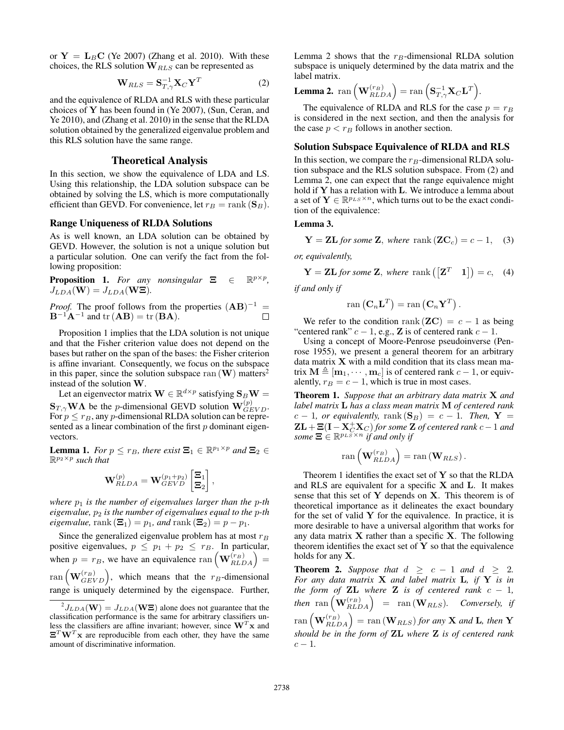or $\mathbf{Y} = \mathbf{L}_B\mathbf{C}$ (Ye 2007) (Zhang et al. 2010). With these choices, the RLS solution $\mathbf{W}_{RLS}$ can be represented as

$$\mathbf{W}_{RLS} = \mathbf{S}_{T,\gamma}^{-1}\mathbf{X}_C\mathbf{Y}^T \tag{2}$$

and the equivalence of RLDA and RLS with these particular choices of $\mathbf{Y}$ has been found in (Ye 2007), (Sun, Ceran, and Ye 2010), and (Zhang et al. 2010) in the sense that the RLDA solution obtained by the generalized eigenvalue problem and this RLS solution have the same range.

## Theoretical Analysis

In this section, we show the equivalence of LDA and LS. Using this relationship, the LDA solution subspace can be obtained by solving the LS, which is more computationally efficient than GEVD. For convenience, let $r_B = \operatorname{rank}(\mathbf{S}_B)$.

### Range Uniqueness of RLDA Solutions

As is well known, an LDA solution can be obtained by GEVD. However, the solution is not a unique solution but a particular solution. One can verify the fact from the following proposition:

**Proposition 1.** *For any nonsingular* $\mathbf{\Xi} \in \mathbb{R}^{p\times p}$, $J_{LDA}(\mathbf{W}) = J_{LDA}(\mathbf{W\Xi})$.

*Proof.* The proof follows from the properties $(\mathbf{AB})^{-1} = \mathbf{B}^{-1}\mathbf{A}^{-1}$ and $\operatorname{tr}(\mathbf{AB}) = \operatorname{tr}(\mathbf{BA})$. □

Proposition 1 implies that the LDA solution is not unique and that the Fisher criterion value does not depend on the bases but rather on the span of the bases: the Fisher criterion is affine invariant. Consequently, we focus on the subspace in this paper, since the solution subspace $\operatorname{ran}(\mathbf{W})$ matters[2] instead of the solution $\mathbf{W}$.

Let an eigenvector matrix $\mathbf{W} \in \mathbb{R}^{d\times p}$ satisfying $\mathbf{S}_B\mathbf{W} = \mathbf{S}_{T,\gamma}\mathbf{W}\mathbf{\Lambda}$ be the $p$-dimensional GEVD solution $\mathbf{W}_{GEVD}^{(p)}$. For $p \leq r_B$, any $p$-dimensional RLDA solution can be represented as a linear combination of the first $p$ dominant eigenvectors.

**Lemma 1.** *For $p \leq r_B$, there exist $\mathbf{\Xi}_1 \in \mathbb{R}^{p_1\times p}$ and $\mathbf{\Xi}_2 \in \mathbb{R}^{p_2\times p}$ such that*

$$\mathbf{W}_{RLDA}^{(p)} = \mathbf{W}_{GEVD}^{(p_1+p_2)}\begin{bmatrix}\mathbf{\Xi}_1\\ \mathbf{\Xi}_2\end{bmatrix},$$

*where $p_1$ is the number of eigenvalues larger than the $p$-th eigenvalue, $p_2$ is the number of eigenvalues equal to the $p$-th eigenvalue,* $\operatorname{rank}(\mathbf{\Xi}_1) = p_1$, *and* $\operatorname{rank}(\mathbf{\Xi}_2) = p - p_1$.

Since the generalized eigenvalue problem has at most $r_B$ positive eigenvalues, $p \leq p_1 + p_2 \leq r_B$. In particular, when $p = r_B$, we have an equivalence $\operatorname{ran}\left(\mathbf{W}_{RLDA}^{(r_B)}\right) = \operatorname{ran}\left(\mathbf{W}_{GEVD}^{(r_B)}\right)$, which means that the $r_B$-dimensional range is uniquely determined by the eigenspace. Further, Lemma 2 shows that the $r_B$-dimensional RLDA solution subspace is uniquely determined by the data matrix and the label matrix.

**Lemma 2.** $\operatorname{ran}\left(\mathbf{W}_{RLDA}^{(r_B)}\right) = \operatorname{ran}\left(\mathbf{S}_{T,\gamma}^{-1}\mathbf{X}_C\mathbf{L}^T\right)$.

The equivalence of RLDA and RLS for the case $p = r_B$ is considered in the next section, and then the analysis for the case $p < r_B$ follows in another section.

### Solution Subspace Equivalence of RLDA and RLS

In this section, we compare the $r_B$-dimensional RLDA solution subspace and the RLS solution subspace. From (2) and Lemma 2, one can expect that the range equivalence might hold if $\mathbf{Y}$ has a relation with $\mathbf{L}$. We introduce a lemma about a set of $\mathbf{Y} \in \mathbb{R}^{p_{LS}\times n}$, which turns out to be the exact condition of the equivalence:

**Lemma 3.**

$$\mathbf{Y} = \mathbf{ZL} \text{ for some } \mathbf{Z}, \text{ where } \operatorname{rank}(\mathbf{ZC}_c) = c-1, \tag{3}$$

*or, equivalently,*

$$\mathbf{Y} = \mathbf{ZL} \text{ for some } \mathbf{Z}, \text{ where } \operatorname{rank}\left(\begin{bmatrix}\mathbf{Z}^T & \mathbf{1}\end{bmatrix}\right) = c, \tag{4}$$

*if and only if*

$$\operatorname{ran}\left(\mathbf{C}_n\mathbf{L}^T\right) = \operatorname{ran}\left(\mathbf{C}_n\mathbf{Y}^T\right).$$

We refer to the condition $\operatorname{rank}(\mathbf{ZC}) = c-1$ as being "centered rank" $c-1$, e.g., $\mathbf{Z}$ is of centered rank $c-1$.

Using a concept of Moore-Penrose pseudoinverse (Penrose 1955), we present a general theorem for an arbitrary data matrix $\mathbf{X}$ with a mild condition that its class mean matrix $\mathbf{M} \triangleq [\mathbf{m}_1, \cdots, \mathbf{m}_c]$ is of centered rank $c-1$, or equivalently, $r_B = c-1$, which is true in most cases.

**Theorem 1.** *Suppose that an arbitrary data matrix $\mathbf{X}$ and label matrix $\mathbf{L}$ has a class mean matrix $\mathbf{M}$ of centered rank $c-1$, or equivalently,* $\operatorname{rank}(\mathbf{S}_B) = c-1$. *Then,* $\mathbf{Y} = \mathbf{ZL} + \mathbf{\Xi}(\mathbf{I} - \mathbf{X}_C^+\mathbf{X}_C)$ *for some $\mathbf{Z}$ of centered rank $c-1$ and some $\mathbf{\Xi} \in \mathbb{R}^{p_{LS}\times n}$ if and only if*

$$\operatorname{ran}\left(\mathbf{W}_{RLDA}^{(r_B)}\right) = \operatorname{ran}(\mathbf{W}_{RLS}).$$

Theorem 1 identifies the exact set of $\mathbf{Y}$ so that the RLDA and RLS are equivalent for a specific $\mathbf{X}$ and $\mathbf{L}$. It makes sense that this set of $\mathbf{Y}$ depends on $\mathbf{X}$. This theorem is of theoretical importance as it delineates the exact boundary for the set of valid $\mathbf{Y}$ for the equivalence. In practice, it is more desirable to have a universal algorithm that works for any data matrix $\mathbf{X}$ rather than a specific $\mathbf{X}$. The following theorem identifies the exact set of $\mathbf{Y}$ so that the equivalence holds for any $\mathbf{X}$.

**Theorem 2.** *Suppose that $d \geq c-1$ and $d \geq 2$. For any data matrix $\mathbf{X}$ and label matrix $\mathbf{L}$, if $\mathbf{Y}$ is in the form of $\mathbf{ZL}$ where $\mathbf{Z}$ is of centered rank $c-1$, then* $\operatorname{ran}\left(\mathbf{W}_{RLDA}^{(r_B)}\right) = \operatorname{ran}(\mathbf{W}_{RLS})$. *Conversely, if* $\operatorname{ran}\left(\mathbf{W}_{RLDA}^{(r_B)}\right) = \operatorname{ran}(\mathbf{W}_{RLS})$ *for any $\mathbf{X}$ and $\mathbf{L}$, then $\mathbf{Y}$ should be in the form of $\mathbf{ZL}$ where $\mathbf{Z}$ is of centered rank $c-1$.*

[2] $J_{LDA}(\mathbf{W}) = J_{LDA}(\mathbf{W\Xi})$ alone does not guarantee that the classification performance is the same for arbitrary classifiers unless the classifiers are affine invariant; however, since $\mathbf{W}^T\mathbf{x}$ and $\mathbf{\Xi}^T\mathbf{W}^T\mathbf{x}$ are reproducible from each other, they have the same amount of discriminative information.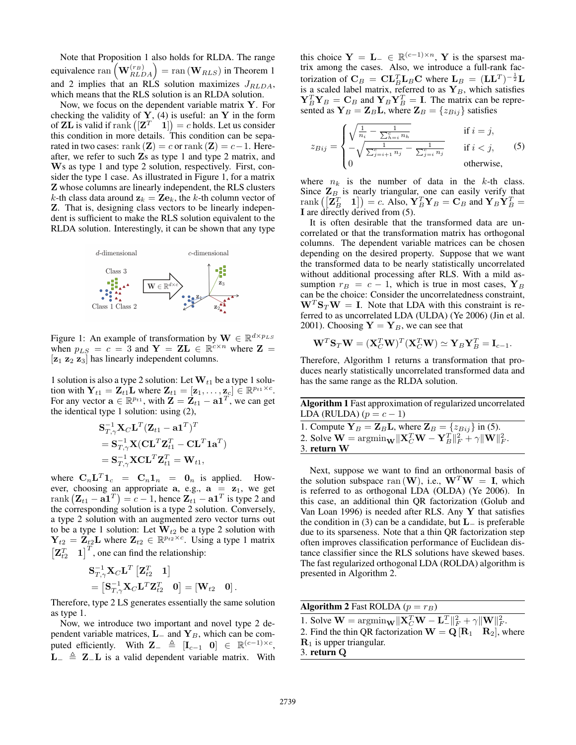Note that Proposition 1 also holds for RLDA. The range equivalence $\text{ran}\left(\mathbf{W}_{RLDA}^{(r_B)}\right) = \text{ran}(\mathbf{W}_{RLS})$ in Theorem 1 and 2 implies that an RLS solution maximizes $J_{RLDA}$, which means that the RLS solution is an RLDA solution.

Now, we focus on the dependent variable matrix $\mathbf{Y}$. For checking the validity of $\mathbf{Y}$, (4) is useful: an $\mathbf{Y}$ in the form of $\mathbf{ZL}$ is valid if $\text{rank}\left([\mathbf{Z}^T \quad \mathbf{1}]\right) = c$ holds. Let us consider this condition in more details. This condition can be separated in two cases: $\text{rank}(\mathbf{Z}) = c$ or $\text{rank}(\mathbf{Z}) = c-1$. Hereafter, we refer to such $\mathbf{Z}$s as type 1 and type 2 matrix, and $\mathbf{W}$s as type 1 and type 2 solution, respectively. First, consider the type 1 case. As illustrated in Figure 1, for a matrix $\mathbf{Z}$ whose columns are linearly independent, the RLS clusters $k$-th class data around $\mathbf{z}_k = \mathbf{Ze}_k$, the $k$-th column vector of $\mathbf{Z}$. That is, designing class vectors to be linearly independent is sufficient to make the RLS solution equivalent to the RLDA solution. Interestingly, it can be shown that any type 1 solution is also a type 2 solution: Let $\mathbf{W}_{t1}$ be a type 1 solution with $\mathbf{Y}_{t1} = \mathbf{Z}_{t1}\mathbf{L}$ where $\mathbf{Z}_{t1} = [\mathbf{z}_1, \ldots, \mathbf{z}_c] \in \mathbb{R}^{p_{t1} \times c}$. For any vector $\mathbf{a} \in \mathbb{R}^{p_{t1}}$, with $\mathbf{Z} = \mathbf{Z}_{t1} - \mathbf{a1}^T$, we can get the identical type 1 solution: using (2),

Figure 1: An example of transformation by $\mathbf{W} \in \mathbb{R}^{d \times p_{LS}}$ when $p_{LS} = c = 3$ and $\mathbf{Y} = \mathbf{ZL} \in \mathbb{R}^{c \times n}$ where $\mathbf{Z} = [\mathbf{z}_1\ \mathbf{z}_2\ \mathbf{z}_3]$ has linearly independent columns.

$$
\begin{aligned}
&\mathbf{S}_{T,\gamma}^{-1}\mathbf{X}_C\mathbf{L}^T(\mathbf{Z}_{t1} - \mathbf{a1}^T)^T \\
&= \mathbf{S}_{T,\gamma}^{-1}\mathbf{X}(\mathbf{CL}^T\mathbf{Z}_{t1}^T - \mathbf{CL}^T\mathbf{1a}^T) \\
&= \mathbf{S}_{T,\gamma}^{-1}\mathbf{XCL}^T\mathbf{Z}_{t1}^T = \mathbf{W}_{t1},
\end{aligned}
$$

where $\mathbf{C}_n\mathbf{L}^T\mathbf{1}_c = \mathbf{C}_n\mathbf{1}_n = \mathbf{0}_n$ is applied. However, choosing an appropriate $\mathbf{a}$, e.g., $\mathbf{a} = \mathbf{z}_1$, we get $\text{rank}\left(\mathbf{Z}_{t1} - \mathbf{a1}^T\right) = c-1$, hence $\mathbf{Z}_{t1} - \mathbf{a1}^T$ is type 2 and the corresponding solution is a type 2 solution. Conversely, a type 2 solution with an augmented zero vector turns out to be a type 1 solution: Let $\mathbf{W}_{t2}$ be a type 2 solution with $\mathbf{Y}_{t2} = \mathbf{Z}_{t2}\mathbf{L}$ where $\mathbf{Z}_{t2} \in \mathbb{R}^{p_{t2} \times c}$. Using a type 1 matrix $\left[\mathbf{Z}_{t2}^T \quad \mathbf{1}\right]^T$, one can find the relationship:

$$
\begin{aligned}
&\mathbf{S}_{T,\gamma}^{-1}\mathbf{X}_C\mathbf{L}^T\left[\mathbf{Z}_{t2}^T \quad \mathbf{1}\right] \\
&= \left[\mathbf{S}_{T,\gamma}^{-1}\mathbf{X}_C\mathbf{L}^T\mathbf{Z}_{t2}^T \quad \mathbf{0}\right] = \left[\mathbf{W}_{t2} \quad \mathbf{0}\right].
\end{aligned}
$$

Therefore, type 2 LS generates essentially the same solution as type 1.

Now, we introduce two important and novel type 2 dependent variable matrices, $\mathbf{L}_-$ and $\mathbf{Y}_B$, which can be computed efficiently. With $\mathbf{Z}_- \triangleq [\mathbf{I}_{c-1} \quad \mathbf{0}] \in \mathbb{R}^{(c-1)\times c}$, $\mathbf{L}_- \triangleq \mathbf{Z}_-\mathbf{L}$ is a valid dependent variable matrix. With this choice $\mathbf{Y} = \mathbf{L}_- \in \mathbb{R}^{(c-1)\times n}$, $\mathbf{Y}$ is the sparsest matrix among the cases. Also, we introduce a full-rank factorization of $\mathbf{C}_B = \mathbf{CL}_B^T\mathbf{L}_B\mathbf{C}$ where $\mathbf{L}_B = (\mathbf{LL}^T)^{-\frac{1}{2}}\mathbf{L}$ is a scaled label matrix, referred to as $\mathbf{Y}_B$, which satisfies $\mathbf{Y}_B^T\mathbf{Y}_B = \mathbf{C}_B$ and $\mathbf{Y}_B\mathbf{Y}_B^T = \mathbf{I}$. The matrix can be represented as $\mathbf{Y}_B = \mathbf{Z}_B\mathbf{L}$, where $\mathbf{Z}_B = \{z_{Bij}\}$ satisfies

$$
z_{Bij} = \begin{cases}
\sqrt{\frac{1}{n_i} - \frac{1}{\sum_{h=i}^{c} n_h}} & \text{if } i = j, \\
-\sqrt{\frac{1}{\sum_{j=i+1}^{c} n_j} - \frac{1}{\sum_{j=i}^{c} n_j}} & \text{if } i < j, \\
0 & \text{otherwise,}
\end{cases} \tag{5}
$$

where $n_k$ is the number of data in the $k$-th class. Since $\mathbf{Z}_B$ is nearly triangular, one can easily verify that $\text{rank}\left(\left[\mathbf{Z}_B^T \quad \mathbf{1}\right]\right) = c$. Also, $\mathbf{Y}_B^T\mathbf{Y}_B = \mathbf{C}_B$ and $\mathbf{Y}_B\mathbf{Y}_B^T = \mathbf{I}$ are directly derived from (5).

It is often desirable that the transformed data are uncorrelated or that the transformation matrix has orthogonal columns. The dependent variable matrices can be chosen depending on the desired property. Suppose that we want the transformed data to be nearly statistically uncorrelated without additional processing after RLS. With a mild assumption $r_B = c-1$, which is true in most cases, $\mathbf{Y}_B$ can be the choice: Consider the uncorrelatedness constraint, $\mathbf{W}^T\mathbf{S}_T\mathbf{W} = \mathbf{I}$. Note that LDA with this constraint is referred to as uncorrelated LDA (ULDA) (Ye 2006) (Jin et al. 2001). Choosing $\mathbf{Y} = \mathbf{Y}_B$, we can see that

$$
\mathbf{W}^T\mathbf{S}_T\mathbf{W} = (\mathbf{X}_C^T\mathbf{W})^T(\mathbf{X}_C^T\mathbf{W}) \simeq \mathbf{Y}_B\mathbf{Y}_B^T = \mathbf{I}_{c-1}.
$$

Therefore, Algorithm 1 returns a transformation that produces nearly statistically uncorrelated transformed data and has the same range as the RLDA solution.

**Algorithm 1** Fast approximation of regularized uncorrelated LDA (RULDA) ($p = c-1$)

1. Compute $\mathbf{Y}_B = \mathbf{Z}_B\mathbf{L}$, where $\mathbf{Z}_B = \{z_{Bij}\}$ in (5).
2. Solve $\mathbf{W} = \text{argmin}_{\mathbf{W}}\|\mathbf{X}_C^T\mathbf{W} - \mathbf{Y}_B^T\|_F^2 + \gamma\|\mathbf{W}\|_F^2$.
3. **return W**

Next, suppose we want to find an orthonormal basis of the solution subspace $\text{ran}(\mathbf{W})$, i.e., $\mathbf{W}^T\mathbf{W} = \mathbf{I}$, which is referred to as orthogonal LDA (OLDA) (Ye 2006). In this case, an additional thin QR factorization (Golub and Van Loan 1996) is needed after RLS. Any $\mathbf{Y}$ that satisfies the condition in (3) can be a candidate, but $\mathbf{L}_-$ is preferable due to its sparseness. Note that a thin QR factorization step often improves classification performance of Euclidean distance classifier since the RLS solutions have skewed bases. The fast regularized orthogonal LDA (ROLDA) algorithm is presented in Algorithm 2.

**Algorithm 2** Fast ROLDA ($p = r_B$)

1. Solve $\mathbf{W} = \text{argmin}_{\mathbf{W}}\|\mathbf{X}_C^T\mathbf{W} - \mathbf{L}_-^T\|_F^2 + \gamma\|\mathbf{W}\|_F^2$.
2. Find the thin QR factorization $\mathbf{W} = \mathbf{Q}\left[\mathbf{R}_1 \quad \mathbf{R}_2\right]$, where $\mathbf{R}_1$ is upper triangular.
3. **return Q**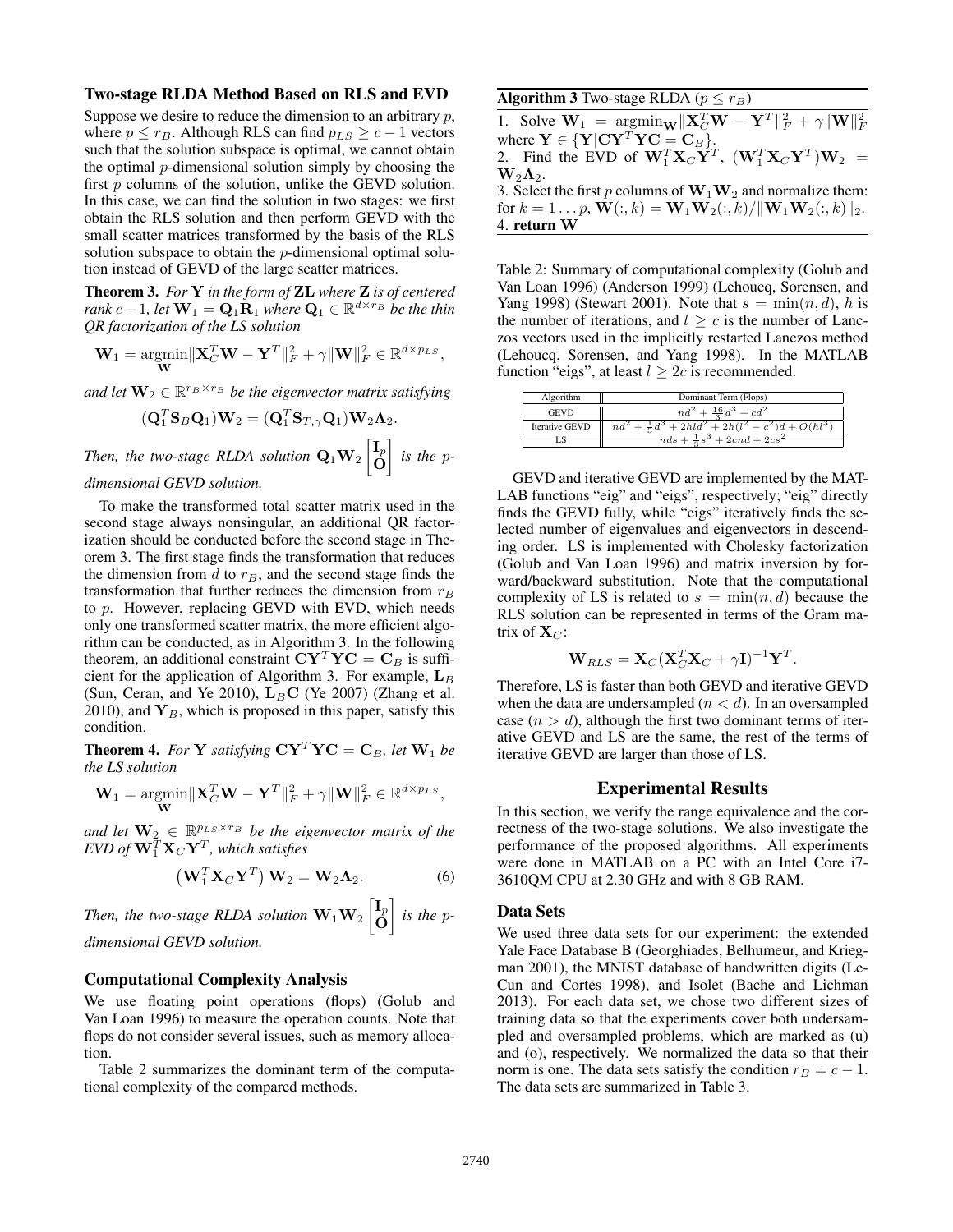### Two-stage RLDA Method Based on RLS and EVD

Suppose we desire to reduce the dimension to an arbitrary $p$, where $p \leq r_B$. Although RLS can find $p_{LS} \geq c-1$ vectors such that the solution subspace is optimal, we cannot obtain the optimal $p$-dimensional solution simply by choosing the first $p$ columns of the solution, unlike the GEVD solution. In this case, we can find the solution in two stages: we first obtain the RLS solution and then perform GEVD with the small scatter matrices transformed by the basis of the RLS solution subspace to obtain the $p$-dimensional optimal solution instead of GEVD of the large scatter matrices.

**Theorem 3.** *For $\mathbf{Y}$ in the form of $\mathbf{ZL}$ where $\mathbf{Z}$ is of centered rank $c-1$, let $\mathbf{W}_1 = \mathbf{Q}_1\mathbf{R}_1$ where $\mathbf{Q}_1 \in \mathbb{R}^{d\times r_B}$ be the thin QR factorization of the LS solution*

$$\mathbf{W}_1 = \underset{\mathbf{W}}{\operatorname{argmin}} \|\mathbf{X}_C^T\mathbf{W} - \mathbf{Y}^T\|_F^2 + \gamma\|\mathbf{W}\|_F^2 \in \mathbb{R}^{d\times p_{LS}},$$

*and let $\mathbf{W}_2 \in \mathbb{R}^{r_B \times r_B}$ be the eigenvector matrix satisfying*

$$(\mathbf{Q}_1^T\mathbf{S}_B\mathbf{Q}_1)\mathbf{W}_2 = (\mathbf{Q}_1^T\mathbf{S}_{T,\gamma}\mathbf{Q}_1)\mathbf{W}_2\mathbf{\Lambda}_2.$$

*Then, the two-stage RLDA solution $\mathbf{Q}_1\mathbf{W}_2\begin{bmatrix}\mathbf{I}_p\\ \mathbf{O}\end{bmatrix}$ is the $p$-dimensional GEVD solution.*

To make the transformed total scatter matrix used in the second stage always nonsingular, an additional QR factorization should be conducted before the second stage in Theorem 3. The first stage finds the transformation that reduces the dimension from $d$ to $r_B$, and the second stage finds the transformation that further reduces the dimension from $r_B$ to $p$. However, replacing GEVD with EVD, which needs only one transformed scatter matrix, the more efficient algorithm can be conducted, as in Algorithm 3. In the following theorem, an additional constraint $\mathbf{CY}^T\mathbf{YC} = \mathbf{C}_B$ is sufficient for the application of Algorithm 3. For example, $\mathbf{L}_B$ (Sun, Ceran, and Ye 2010), $\mathbf{L}_B\mathbf{C}$ (Ye 2007) (Zhang et al. 2010), and $\mathbf{Y}_B$, which is proposed in this paper, satisfy this condition.

**Theorem 4.** *For $\mathbf{Y}$ satisfying $\mathbf{CY}^T\mathbf{YC} = \mathbf{C}_B$, let $\mathbf{W}_1$ be the LS solution*

$$\mathbf{W}_1 = \underset{\mathbf{W}}{\operatorname{argmin}} \|\mathbf{X}_C^T\mathbf{W} - \mathbf{Y}^T\|_F^2 + \gamma\|\mathbf{W}\|_F^2 \in \mathbb{R}^{d\times p_{LS}},$$

*and let $\mathbf{W}_2 \in \mathbb{R}^{p_{LS}\times r_B}$ be the eigenvector matrix of the EVD of $\mathbf{W}_1^T\mathbf{X}_C\mathbf{Y}^T$, which satisfies*

$$\left(\mathbf{W}_1^T\mathbf{X}_C\mathbf{Y}^T\right)\mathbf{W}_2 = \mathbf{W}_2\mathbf{\Lambda}_2. \quad (6)$$

*Then, the two-stage RLDA solution $\mathbf{W}_1\mathbf{W}_2\begin{bmatrix}\mathbf{I}_p\\ \mathbf{O}\end{bmatrix}$ is the $p$-dimensional GEVD solution.*

### Computational Complexity Analysis

We use floating point operations (flops) (Golub and Van Loan 1996) to measure the operation counts. Note that flops do not consider several issues, such as memory allocation.

Table 2 summarizes the dominant term of the computational complexity of the compared methods.

**Algorithm 3** Two-stage RLDA ($p \leq r_B$)

1. Solve $\mathbf{W}_1 = \operatorname{argmin}_{\mathbf{W}} \|\mathbf{X}_C^T\mathbf{W} - \mathbf{Y}^T\|_F^2 + \gamma\|\mathbf{W}\|_F^2$ where $\mathbf{Y} \in \{\mathbf{Y}|\mathbf{CY}^T\mathbf{YC} = \mathbf{C}_B\}$.
2. Find the EVD of $\mathbf{W}_1^T\mathbf{X}_C\mathbf{Y}^T$, $(\mathbf{W}_1^T\mathbf{X}_C\mathbf{Y}^T)\mathbf{W}_2 = \mathbf{W}_2\mathbf{\Lambda}_2$.
3. Select the first $p$ columns of $\mathbf{W}_1\mathbf{W}_2$ and normalize them: for $k = 1\dots p$, $\mathbf{W}(:,k) = \mathbf{W}_1\mathbf{W}_2(:,k)/\|\mathbf{W}_1\mathbf{W}_2(:,k)\|_2$.
4. **return W**

Table 2: Summary of computational complexity (Golub and Van Loan 1996) (Anderson 1999) (Lehoucq, Sorensen, and Yang 1998) (Stewart 2001). Note that $s = \min(n,d)$, $h$ is the number of iterations, and $l \geq c$ is the number of Lanczos vectors used in the implicitly restarted Lanczos method (Lehoucq, Sorensen, and Yang 1998). In the MATLAB function "eigs", at least $l \geq 2c$ is recommended.

| Algorithm | Dominant Term (Flops) |
|---|---|
| GEVD | $nd^2 + \frac{16}{3}d^3 + cd^2$ |
| Iterative GEVD | $nd^2 + \frac{1}{3}d^3 + 2hld^2 + 2h(l^2 - c^2)d + O(hl^3)$ |
| LS | $nds + \frac{1}{3}s^3 + 2cnd + 2cs^2$ |

GEVD and iterative GEVD are implemented by the MATLAB functions "eig" and "eigs", respectively; "eig" directly finds the GEVD fully, while "eigs" iteratively finds the selected number of eigenvalues and eigenvectors in descending order. LS is implemented with Cholesky factorization (Golub and Van Loan 1996) and matrix inversion by forward/backward substitution. Note that the computational complexity of LS is related to $s = \min(n,d)$ because the RLS solution can be represented in terms of the Gram matrix of $\mathbf{X}_C$:

$$\mathbf{W}_{RLS} = \mathbf{X}_C(\mathbf{X}_C^T\mathbf{X}_C + \gamma\mathbf{I})^{-1}\mathbf{Y}^T.$$

Therefore, LS is faster than both GEVD and iterative GEVD when the data are undersampled ($n < d$). In an oversampled case ($n > d$), although the first two dominant terms of iterative GEVD and LS are the same, the rest of the terms of iterative GEVD are larger than those of LS.

## Experimental Results

In this section, we verify the range equivalence and the correctness of the two-stage solutions. We also investigate the performance of the proposed algorithms. All experiments were done in MATLAB on a PC with an Intel Core i7-3610QM CPU at 2.30 GHz and with 8 GB RAM.

### Data Sets

We used three data sets for our experiment: the extended Yale Face Database B (Georghiades, Belhumeur, and Kriegman 2001), the MNIST database of handwritten digits (LeCun and Cortes 1998), and Isolet (Bache and Lichman 2013). For each data set, we chose two different sizes of training data so that the experiments cover both undersampled and oversampled problems, which are marked as (u) and (o), respectively. We normalized the data so that their norm is one. The data sets satisfy the condition $r_B = c-1$. The data sets are summarized in Table 3.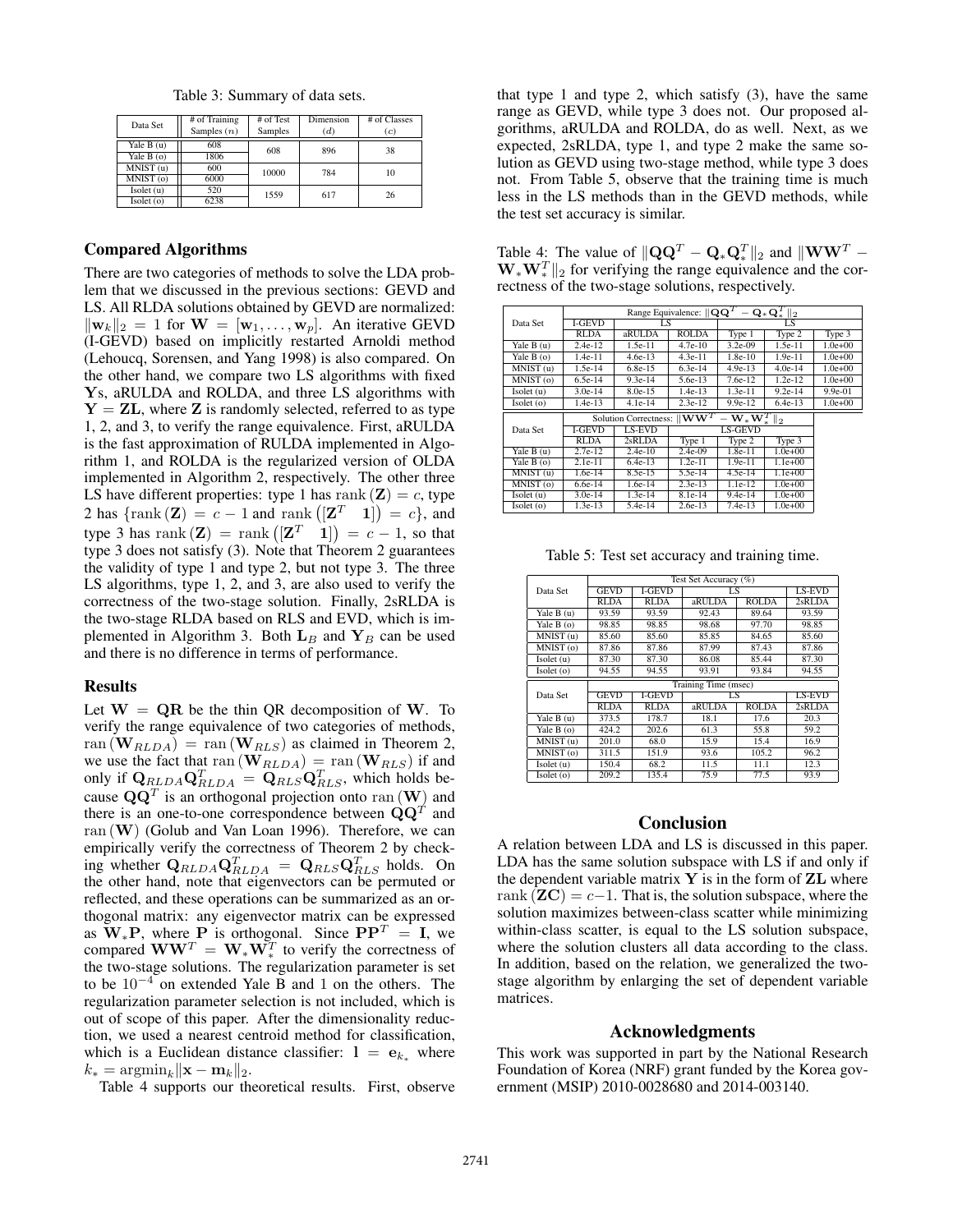Table 3: Summary of data sets.

| Data Set | # of Training Samples ($n$) | # of Test Samples | Dimension ($d$) | # of Classes ($c$) |
|---|---|---|---|---|
| Yale B (u) | 608 | 608 | 896 | 38 |
| Yale B (o) | 1806 | | | |
| MNIST (u) | 600 | 10000 | 784 | 10 |
| MNIST (o) | 6000 | | | |
| Isolet (u) | 520 | 1559 | 617 | 26 |
| Isolet (o) | 6238 | | | |

### Compared Algorithms

There are two categories of methods to solve the LDA problem that we discussed in the previous sections: GEVD and LS. All RLDA solutions obtained by GEVD are normalized: $\|\mathbf{w}_k\|_2 = 1$ for $\mathbf{W} = [\mathbf{w}_1, \ldots, \mathbf{w}_p]$. An iterative GEVD (I-GEVD) based on implicitly restarted Arnoldi method (Lehoucq, Sorensen, and Yang 1998) is also compared. On the other hand, we compare two LS algorithms with fixed $\mathbf{Y}$s, aRULDA and ROLDA, and three LS algorithms with $\mathbf{Y} = \mathbf{ZL}$, where $\mathbf{Z}$ is randomly selected, referred to as type 1, 2, and 3, to verify the range equivalence. First, aRULDA is the fast approximation of RULDA implemented in Algorithm 1, and ROLDA is the regularized version of OLDA implemented in Algorithm 2, respectively. The other three LS have different properties: type 1 has $\operatorname{rank}(\mathbf{Z}) = c$, type 2 has $\{\operatorname{rank}(\mathbf{Z}) = c - 1$ and $\operatorname{rank}([\mathbf{Z}^T \quad \mathbf{1}]) = c\}$, and type 3 has $\operatorname{rank}(\mathbf{Z}) = \operatorname{rank}([\mathbf{Z}^T \quad \mathbf{1}]) = c - 1$, so that type 3 does not satisfy (3). Note that Theorem 2 guarantees the validity of type 1 and type 2, but not type 3. The three LS algorithms, type 1, 2, and 3, are also used to verify the correctness of the two-stage solution. Finally, 2sRLDA is the two-stage RLDA based on RLS and EVD, which is implemented in Algorithm 3. Both $\mathbf{L}_B$ and $\mathbf{Y}_B$ can be used and there is no difference in terms of performance.

### Results

Let $\mathbf{W} = \mathbf{QR}$ be the thin QR decomposition of $\mathbf{W}$. To verify the range equivalence of two categories of methods, $\operatorname{ran}(\mathbf{W}_{RLDA}) = \operatorname{ran}(\mathbf{W}_{RLS})$ as claimed in Theorem 2, we use the fact that $\operatorname{ran}(\mathbf{W}_{RLDA}) = \operatorname{ran}(\mathbf{W}_{RLS})$ if and only if $\mathbf{Q}_{RLDA}\mathbf{Q}_{RLDA}^T = \mathbf{Q}_{RLS}\mathbf{Q}_{RLS}^T$, which holds because $\mathbf{QQ}^T$ is an orthogonal projection onto $\operatorname{ran}(\mathbf{W})$ and there is an one-to-one correspondence between $\mathbf{QQ}^T$ and $\operatorname{ran}(\mathbf{W})$ (Golub and Van Loan 1996). Therefore, we can empirically verify the correctness of Theorem 2 by checking whether $\mathbf{Q}_{RLDA}\mathbf{Q}_{RLDA}^T = \mathbf{Q}_{RLS}\mathbf{Q}_{RLS}^T$ holds. On the other hand, note that eigenvectors can be permuted or reflected, and these operations can be summarized as an orthogonal matrix: any eigenvector matrix can be expressed as $\mathbf{W}_*\mathbf{P}$, where $\mathbf{P}$ is orthogonal. Since $\mathbf{PP}^T = \mathbf{I}$, we compared $\mathbf{WW}^T = \mathbf{W}_*\mathbf{W}_*^T$ to verify the correctness of the two-stage solutions. The regularization parameter is set to be $10^{-4}$ on extended Yale B and 1 on the others. The regularization parameter selection is not included, which is out of scope of this paper. After the dimensionality reduction, we used a nearest centroid method for classification, which is a Euclidean distance classifier: $\mathbf{l} = \mathbf{e}_{k_*}$ where $k_* = \operatorname{argmin}_k \|\mathbf{x} - \mathbf{m}_k\|_2$.

Table 4 supports our theoretical results. First, observe that type 1 and type 2, which satisfy (3), have the same range as GEVD, while type 3 does not. Our proposed algorithms, aRULDA and ROLDA, do as well. Next, as we expected, 2sRLDA, type 1, and type 2 make the same solution as GEVD using two-stage method, while type 3 does not. From Table 5, observe that the training time is much less in the LS methods than in the GEVD methods, while the test set accuracy is similar.

Table 4: The value of $\|\mathbf{QQ}^T - \mathbf{Q}_*\mathbf{Q}_*^T\|_2$ and $\|\mathbf{WW}^T - \mathbf{W}_*\mathbf{W}_*^T\|_2$ for verifying the range equivalence and the correctness of the two-stage solutions, respectively.

| Data Set | Range Equivalence: $\|\mathbf{QQ}^T - \mathbf{Q}_*\mathbf{Q}_*^T\|_2$ | | | | | |
|---|---|---|---|---|---|---|
| | I-GEVD | LS | | LS | | |
| | RLDA | aRULDA | ROLDA | Type 1 | Type 2 | Type 3 |
| Yale B (u) | 2.4e-12 | 1.5e-11 | 4.7e-10 | 3.2e-09 | 1.5e-11 | 1.0e+00 |
| Yale B (o) | 1.4e-11 | 4.6e-13 | 4.3e-11 | 1.8e-10 | 1.9e-11 | 1.0e+00 |
| MNIST (u) | 1.5e-14 | 6.8e-15 | 6.3e-14 | 4.9e-13 | 4.0e-14 | 1.0e+00 |
| MNIST (o) | 6.5e-14 | 9.3e-14 | 5.6e-13 | 7.6e-12 | 1.2e-12 | 1.0e+00 |
| Isolet (u) | 3.0e-14 | 8.0e-15 | 1.4e-13 | 1.3e-11 | 9.2e-14 | 9.9e-01 |
| Isolet (o) | 1.4e-13 | 4.1e-14 | 2.3e-12 | 9.9e-12 | 6.4e-13 | 1.0e+00 |

| Data Set | Solution Correctness: $\|\mathbf{WW}^T - \mathbf{W}_*\mathbf{W}_*^T\|_2$ | | | | |
|---|---|---|---|---|---|
| | I-GEVD | LS-EVD | LS-GEVD | | |
| | RLDA | 2sRLDA | Type 1 | Type 2 | Type 3 |
| Yale B (u) | 2.7e-12 | 2.4e-10 | 2.4e-09 | 1.8e-11 | 1.0e+00 |
| Yale B (o) | 2.1e-11 | 6.4e-13 | 1.2e-11 | 1.9e-11 | 1.1e+00 |
| MNIST (u) | 1.6e-14 | 8.5e-15 | 5.5e-14 | 4.5e-14 | 1.1e+00 |
| MNIST (o) | 6.6e-14 | 1.6e-14 | 2.3e-13 | 1.1e-12 | 1.0e+00 |
| Isolet (u) | 3.0e-14 | 1.3e-14 | 8.1e-14 | 9.4e-14 | 1.0e+00 |
| Isolet (o) | 1.3e-13 | 5.4e-14 | 2.6e-13 | 7.4e-13 | 1.0e+00 |

Table 5: Test set accuracy and training time.

| Data Set | Test Set Accuracy (%) | | | | |
|---|---|---|---|---|---|
| | GEVD | I-GEVD | LS | | LS-EVD |
| | RLDA | RLDA | aRULDA | ROLDA | 2sRLDA |
| Yale B (u) | 93.59 | 93.59 | 92.43 | 89.64 | 93.59 |
| Yale B (o) | 98.85 | 98.85 | 98.68 | 97.70 | 98.85 |
| MNIST (u) | 85.60 | 85.60 | 85.85 | 84.65 | 85.60 |
| MNIST (o) | 87.86 | 87.86 | 87.99 | 87.43 | 87.86 |
| Isolet (u) | 87.30 | 87.30 | 86.08 | 85.44 | 87.30 |
| Isolet (o) | 94.55 | 94.55 | 93.91 | 93.84 | 94.55 |

| Data Set | Training Time (msec) | | | | |
|---|---|---|---|---|---|
| | GEVD | I-GEVD | LS | | LS-EVD |
| | RLDA | RLDA | aRULDA | ROLDA | 2sRLDA |
| Yale B (u) | 373.5 | 178.7 | 18.1 | 17.6 | 20.3 |
| Yale B (o) | 424.2 | 202.6 | 61.3 | 55.8 | 59.2 |
| MNIST (u) | 201.0 | 68.0 | 15.9 | 15.4 | 16.9 |
| MNIST (o) | 311.5 | 151.9 | 93.6 | 105.2 | 96.2 |
| Isolet (u) | 150.4 | 68.2 | 11.5 | 11.1 | 12.3 |
| Isolet (o) | 209.2 | 135.4 | 75.9 | 77.5 | 93.9 |

## Conclusion

A relation between LDA and LS is discussed in this paper. LDA has the same solution subspace with LS if and only if the dependent variable matrix $\mathbf{Y}$ is in the form of $\mathbf{ZL}$ where $\operatorname{rank}(\mathbf{ZC}) = c-1$. That is, the solution subspace, where the solution maximizes between-class scatter while minimizing within-class scatter, is equal to the LS solution subspace, where the solution clusters all data according to the class. In addition, based on the relation, we generalized the two-stage algorithm by enlarging the set of dependent variable matrices.

## Acknowledgments

This work was supported in part by the National Research Foundation of Korea (NRF) grant funded by the Korea government (MSIP) 2010-0028680 and 2014-003140.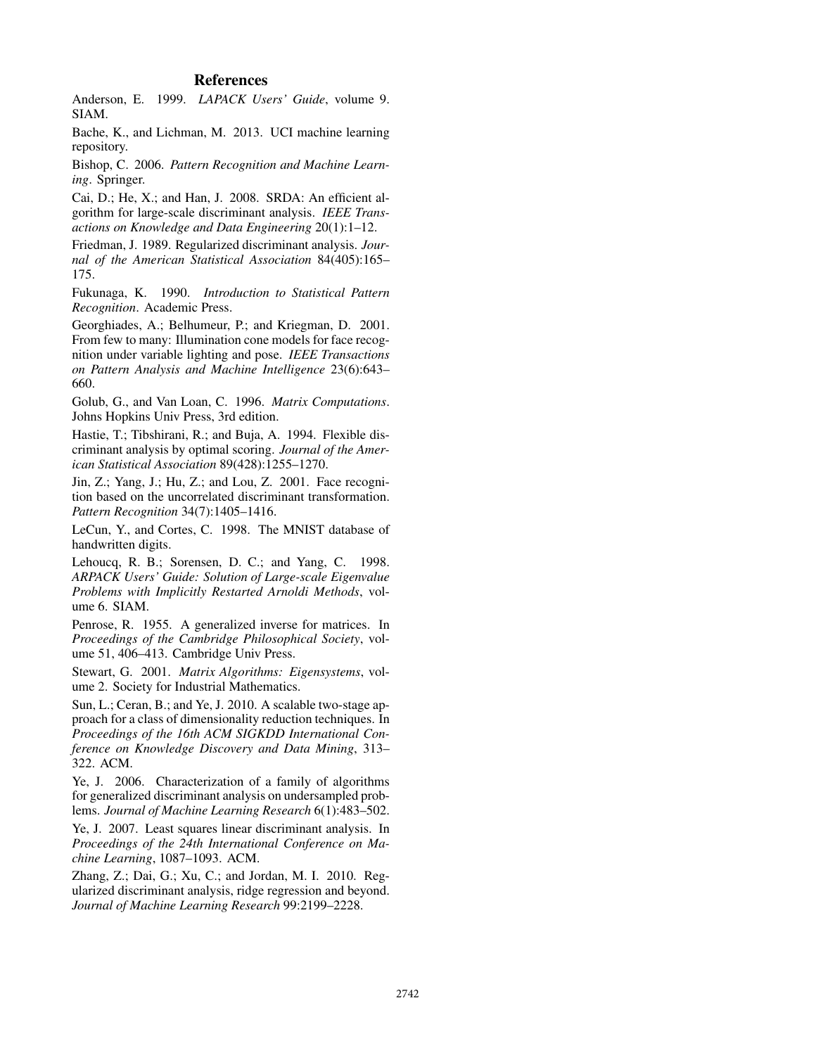## References

Anderson, E. 1999. *LAPACK Users' Guide*, volume 9. SIAM.

Bache, K., and Lichman, M. 2013. UCI machine learning repository.

Bishop, C. 2006. *Pattern Recognition and Machine Learning*. Springer.

Cai, D.; He, X.; and Han, J. 2008. SRDA: An efficient algorithm for large-scale discriminant analysis. *IEEE Transactions on Knowledge and Data Engineering* 20(1):1–12.

Friedman, J. 1989. Regularized discriminant analysis. *Journal of the American Statistical Association* 84(405):165–175.

Fukunaga, K. 1990. *Introduction to Statistical Pattern Recognition*. Academic Press.

Georghiades, A.; Belhumeur, P.; and Kriegman, D. 2001. From few to many: Illumination cone models for face recognition under variable lighting and pose. *IEEE Transactions on Pattern Analysis and Machine Intelligence* 23(6):643–660.

Golub, G., and Van Loan, C. 1996. *Matrix Computations*. Johns Hopkins Univ Press, 3rd edition.

Hastie, T.; Tibshirani, R.; and Buja, A. 1994. Flexible discriminant analysis by optimal scoring. *Journal of the American Statistical Association* 89(428):1255–1270.

Jin, Z.; Yang, J.; Hu, Z.; and Lou, Z. 2001. Face recognition based on the uncorrelated discriminant transformation. *Pattern Recognition* 34(7):1405–1416.

LeCun, Y., and Cortes, C. 1998. The MNIST database of handwritten digits.

Lehoucq, R. B.; Sorensen, D. C.; and Yang, C. 1998. *ARPACK Users' Guide: Solution of Large-scale Eigenvalue Problems with Implicitly Restarted Arnoldi Methods*, volume 6. SIAM.

Penrose, R. 1955. A generalized inverse for matrices. In *Proceedings of the Cambridge Philosophical Society*, volume 51, 406–413. Cambridge Univ Press.

Stewart, G. 2001. *Matrix Algorithms: Eigensystems*, volume 2. Society for Industrial Mathematics.

Sun, L.; Ceran, B.; and Ye, J. 2010. A scalable two-stage approach for a class of dimensionality reduction techniques. In *Proceedings of the 16th ACM SIGKDD International Conference on Knowledge Discovery and Data Mining*, 313–322. ACM.

Ye, J. 2006. Characterization of a family of algorithms for generalized discriminant analysis on undersampled problems. *Journal of Machine Learning Research* 6(1):483–502.

Ye, J. 2007. Least squares linear discriminant analysis. In *Proceedings of the 24th International Conference on Machine Learning*, 1087–1093. ACM.

Zhang, Z.; Dai, G.; Xu, C.; and Jordan, M. I. 2010. Regularized discriminant analysis, ridge regression and beyond. *Journal of Machine Learning Research* 99:2199–2228.